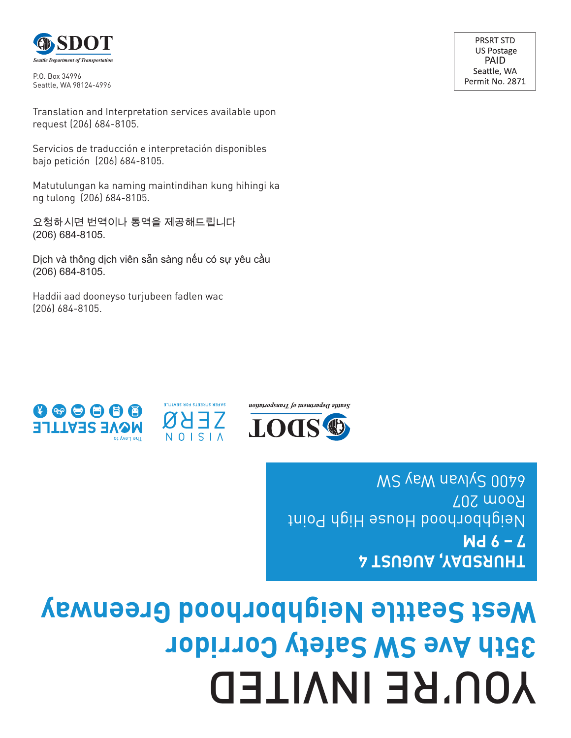SDOT

Seattle Department of Transportation

P.O. Box 34996
Seattle, WA 98124-4996

PRSRT STD
US Postage
PAID
Seattle, WA
Permit No. 2871

Translation and Interpretation services available upon request (206) 684-8105.

Servicios de traducción e interpretación disponibles bajo petición (206) 684-8105.

Matutulungan ka naming maintindihan kung hihingi ka ng tulong (206) 684-8105.

요청하시면 번역이나 통역을 제공해드립니다 (206) 684-8105.

Dịch và thông dịch viên sẵn sàng nếu có sự yêu cầu (206) 684-8105.

Haddii aad dooneyso turjubeen fadlen wac (206) 684-8105.

SDOT Seattle Department of Transportation | VISION ZERO SAFER STREETS FOR SEATTLE | The Levy to MOVE SEATTLE

**THURSDAY, AUGUST 4**
**7 – 9 PM**
Neighborhood House High Point
Room 207
6400 Sylvan Way SW

# YOU'RE INVITED

## 35th Ave SW Safety Corridor
## West Seattle Neighborhood Greenway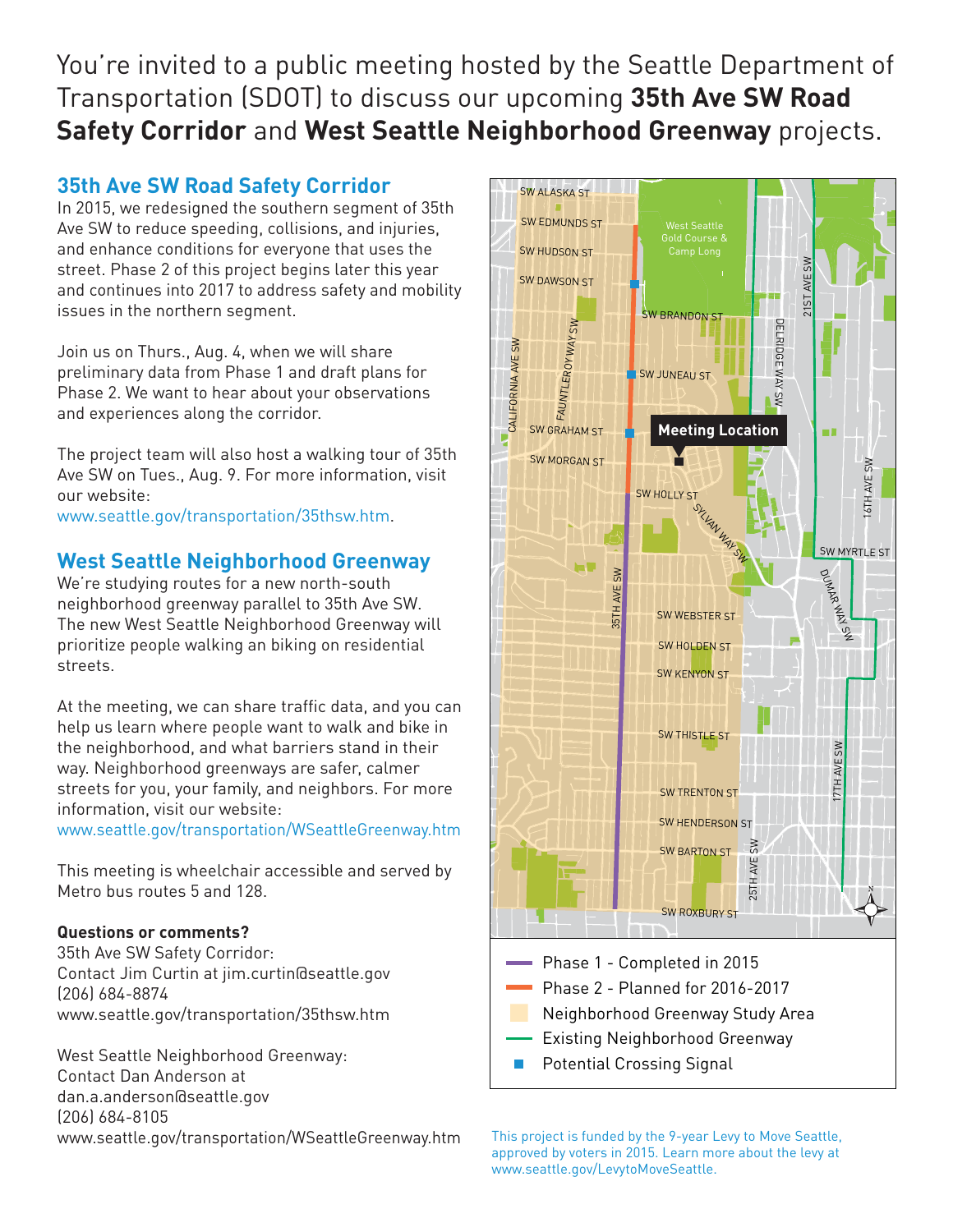You're invited to a public meeting hosted by the Seattle Department of Transportation (SDOT) to discuss our upcoming **35th Ave SW Road Safety Corridor** and **West Seattle Neighborhood Greenway** projects.

## 35th Ave SW Road Safety Corridor

In 2015, we redesigned the southern segment of 35th Ave SW to reduce speeding, collisions, and injuries, and enhance conditions for everyone that uses the street. Phase 2 of this project begins later this year and continues into 2017 to address safety and mobility issues in the northern segment.

Join us on Thurs., Aug. 4, when we will share preliminary data from Phase 1 and draft plans for Phase 2. We want to hear about your observations and experiences along the corridor.

The project team will also host a walking tour of 35th Ave SW on Tues., Aug. 9. For more information, visit our website:
www.seattle.gov/transportation/35thsw.htm.

## West Seattle Neighborhood Greenway

We're studying routes for a new north-south neighborhood greenway parallel to 35th Ave SW. The new West Seattle Neighborhood Greenway will prioritize people walking an biking on residential streets.

At the meeting, we can share traffic data, and you can help us learn where people want to walk and bike in the neighborhood, and what barriers stand in their way. Neighborhood greenways are safer, calmer streets for you, your family, and neighbors. For more information, visit our website:
www.seattle.gov/transportation/WSeattleGreenway.htm

This meeting is wheelchair accessible and served by Metro bus routes 5 and 128.

**Questions or comments?**

35th Ave SW Safety Corridor:
Contact Jim Curtin at jim.curtin@seattle.gov
(206) 684-8874
www.seattle.gov/transportation/35thsw.htm

West Seattle Neighborhood Greenway:
Contact Dan Anderson at
dan.a.anderson@seattle.gov
(206) 684-8105
www.seattle.gov/transportation/WSeattleGreenway.htm

SW ALASKA ST
SW EDMUNDS ST
SW HUDSON ST
SW DAWSON ST
SW BRANDON ST
SW JUNEAU ST
SW GRAHAM ST
SW MORGAN ST
SW HOLLY ST
SYLVAN WAY SW
SW MYRTLE ST
DUMAR WAY SW
SW WEBSTER ST
SW HOLDEN ST
SW KENYON ST
SW THISTLE ST
SW TRENTON ST
SW HENDERSON ST
SW BARTON ST
SW ROXBURY ST
CALIFORNIA AVE SW
FAUNTLEROY WAY SW
35TH AVE SW
DELRIDGE WAY SW
21ST AVE SW
16TH AVE SW
17TH AVE SW
25TH AVE SW
West Seattle Golf Course & Camp Long
Meeting Location

- Phase 1 - Completed in 2015
- Phase 2 - Planned for 2016-2017
- Neighborhood Greenway Study Area
- Existing Neighborhood Greenway
- Potential Crossing Signal

This project is funded by the 9-year Levy to Move Seattle, approved by voters in 2015. Learn more about the levy at www.seattle.gov/LevytoMoveSeattle.